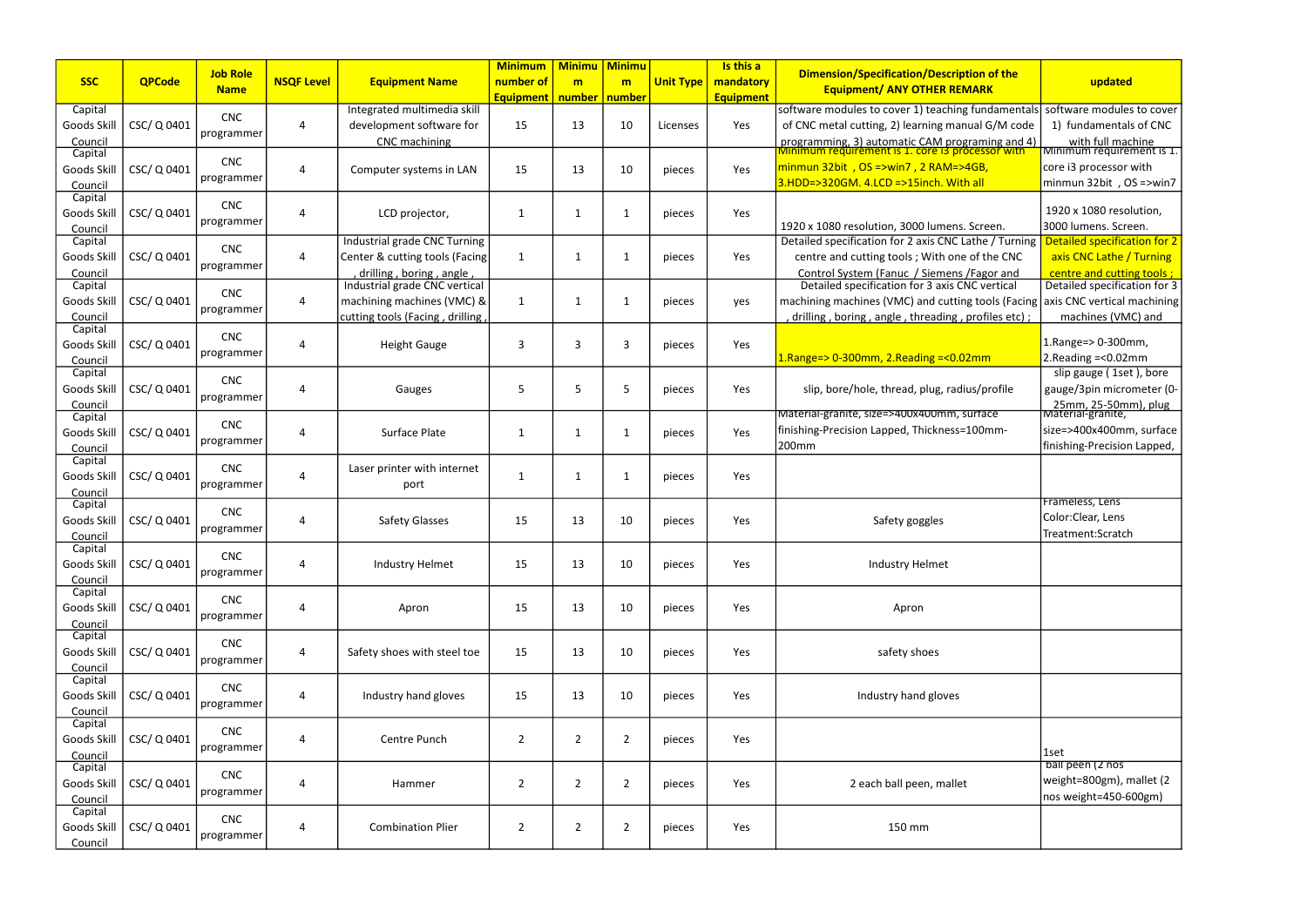| SSC | QPCode | Job Role Name | NSQF Level | Equipment Name | Minimum number of Equipment | Minimum number | Minimum number | Unit Type | Is this a mandatory Equipment | Dimension/Specification/Description of the Equipment/ ANY OTHER REMARK | updated |
|---|---|---|---|---|---|---|---|---|---|---|---|
| Capital Goods Skill Council | CSC/ Q 0401 | CNC programmer | 4 | Integrated multimedia skill development software for CNC machining | 15 | 13 | 10 | Licenses | Yes | software modules to cover 1) teaching fundamentals of CNC metal cutting, 2) learning manual G/M code programming, 3) automatic CAM programing and 4) | software modules to cover 1) fundamentals of CNC with full machine |
| Capital Goods Skill Council | CSC/ Q 0401 | CNC programmer | 4 | Computer systems in LAN | 15 | 13 | 10 | pieces | Yes | Minimum requirement is 1. core i3 processor with minmun 32bit , OS =>win7 , 2 RAM=>4GB, 3.HDD=>320GM. 4.LCD =>15inch. With all | Minimum requirement is 1. core i3 processor with minmun 32bit , OS =>win7 |
| Capital Goods Skill Council | CSC/ Q 0401 | CNC programmer | 4 | LCD projector, | 1 | 1 | 1 | pieces | Yes | 1920 x 1080 resolution, 3000 lumens. Screen. | 1920 x 1080 resolution, 3000 lumens. Screen. |
| Capital Goods Skill Council | CSC/ Q 0401 | CNC programmer | 4 | Industrial grade CNC Turning Center & cutting tools (Facing , drilling , boring , angle , | 1 | 1 | 1 | pieces | Yes | Detailed specification for 2 axis CNC Lathe / Turning centre and cutting tools ; With one of the CNC Control System (Fanuc / Siemens /Fagor and | Detailed specification for 2 axis CNC Lathe / Turning centre and cutting tools ; |
| Capital Goods Skill Council | CSC/ Q 0401 | CNC programmer | 4 | Industrial grade CNC vertical machining machines (VMC) & cutting tools (Facing , drilling , | 1 | 1 | 1 | pieces | yes | Detailed specification for 3 axis CNC vertical machining machines (VMC) and cutting tools (Facing , drilling , boring , angle , threading , profiles etc) ; | Detailed specification for 3 axis CNC vertical machining machines (VMC) and |
| Capital Goods Skill Council | CSC/ Q 0401 | CNC programmer | 4 | Height Gauge | 3 | 3 | 3 | pieces | Yes | 1.Range=> 0-300mm, 2.Reading =<0.02mm | 1.Range=> 0-300mm, 2.Reading =<0.02mm |
| Capital Goods Skill Council | CSC/ Q 0401 | CNC programmer | 4 | Gauges | 5 | 5 | 5 | pieces | Yes | slip, bore/hole, thread, plug, radius/profile | slip gauge ( 1set ), bore gauge/3pin micrometer (0-25mm, 25-50mm), plug |
| Capital Goods Skill Council | CSC/ Q 0401 | CNC programmer | 4 | Surface Plate | 1 | 1 | 1 | pieces | Yes | Material-granite, size=>400x400mm, surface finishing-Precision Lapped, Thickness=100mm-200mm | Material-granite, size=>400x400mm, surface finishing-Precision Lapped, |
| Capital Goods Skill Council | CSC/ Q 0401 | CNC programmer | 4 | Laser printer with internet port | 1 | 1 | 1 | pieces | Yes | | |
| Capital Goods Skill Council | CSC/ Q 0401 | CNC programmer | 4 | Safety Glasses | 15 | 13 | 10 | pieces | Yes | Safety goggles | Frameless, Lens Color:Clear, Lens Treatment:Scratch |
| Capital Goods Skill Council | CSC/ Q 0401 | CNC programmer | 4 | Industry Helmet | 15 | 13 | 10 | pieces | Yes | Industry Helmet | |
| Capital Goods Skill Council | CSC/ Q 0401 | CNC programmer | 4 | Apron | 15 | 13 | 10 | pieces | Yes | Apron | |
| Capital Goods Skill Council | CSC/ Q 0401 | CNC programmer | 4 | Safety shoes with steel toe | 15 | 13 | 10 | pieces | Yes | safety shoes | |
| Capital Goods Skill Council | CSC/ Q 0401 | CNC programmer | 4 | Industry hand gloves | 15 | 13 | 10 | pieces | Yes | Industry hand gloves | |
| Capital Goods Skill Council | CSC/ Q 0401 | CNC programmer | 4 | Centre Punch | 2 | 2 | 2 | pieces | Yes | | 1set |
| Capital Goods Skill Council | CSC/ Q 0401 | CNC programmer | 4 | Hammer | 2 | 2 | 2 | pieces | Yes | 2 each ball peen, mallet | ball peen (2 nos weight=800gm), mallet (2 nos weight=450-600gm) |
| Capital Goods Skill Council | CSC/ Q 0401 | CNC programmer | 4 | Combination Plier | 2 | 2 | 2 | pieces | Yes | 150 mm | |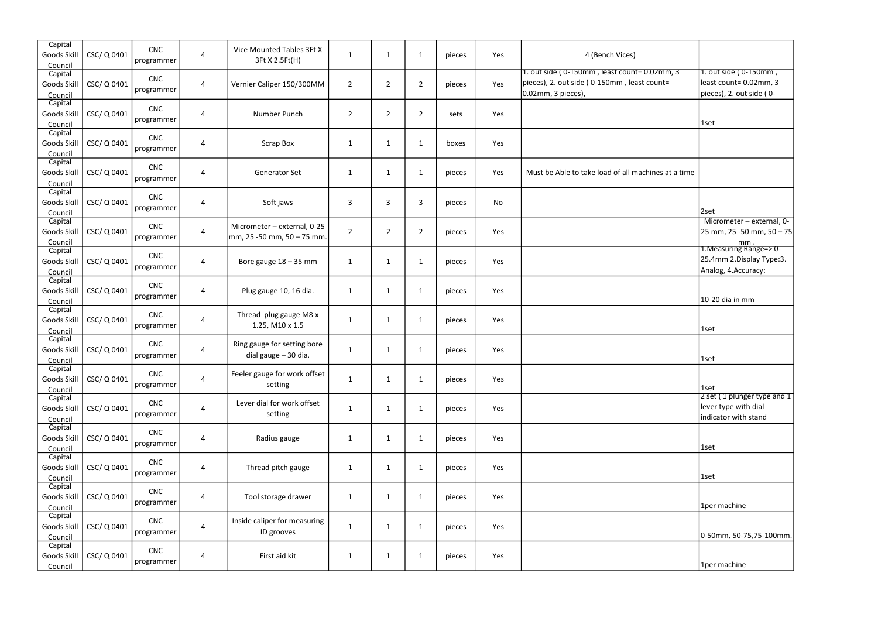| | | | | | | | | | | | |
|---|---|---|---|---|---|---|---|---|---|---|---|
| Capital Goods Skill Council | CSC/ Q 0401 | CNC programmer | 4 | Vice Mounted Tables 3Ft X 3Ft X 2.5Ft(H) | 1 | 1 | 1 | pieces | Yes | 4 (Bench Vices) | |
| Capital Goods Skill Council | CSC/ Q 0401 | CNC programmer | 4 | Vernier Caliper 150/300MM | 2 | 2 | 2 | pieces | Yes | 1. out side ( 0-150mm , least count= 0.02mm, 3 pieces), 2. out side ( 0-150mm , least count= 0.02mm, 3 pieces), | 1. out side ( 0-150mm , least count= 0.02mm, 3 pieces), 2. out side ( 0- |
| Capital Goods Skill Council | CSC/ Q 0401 | CNC programmer | 4 | Number Punch | 2 | 2 | 2 | sets | Yes | | 1set |
| Capital Goods Skill Council | CSC/ Q 0401 | CNC programmer | 4 | Scrap Box | 1 | 1 | 1 | boxes | Yes | | |
| Capital Goods Skill Council | CSC/ Q 0401 | CNC programmer | 4 | Generator Set | 1 | 1 | 1 | pieces | Yes | Must be Able to take load of all machines at a time | |
| Capital Goods Skill Council | CSC/ Q 0401 | CNC programmer | 4 | Soft jaws | 3 | 3 | 3 | pieces | No | | 2set |
| Capital Goods Skill Council | CSC/ Q 0401 | CNC programmer | 4 | Micrometer – external, 0-25 mm, 25 -50 mm, 50 – 75 mm. | 2 | 2 | 2 | pieces | Yes | | Micrometer – external, 0-25 mm, 25 -50 mm, 50 – 75 mm . |
| Capital Goods Skill Council | CSC/ Q 0401 | CNC programmer | 4 | Bore gauge 18 – 35 mm | 1 | 1 | 1 | pieces | Yes | | 1.Measuring Range=> 0-25.4mm 2.Display Type:3. Analog, 4.Accuracy: |
| Capital Goods Skill Council | CSC/ Q 0401 | CNC programmer | 4 | Plug gauge 10, 16 dia. | 1 | 1 | 1 | pieces | Yes | | 10-20 dia in mm |
| Capital Goods Skill Council | CSC/ Q 0401 | CNC programmer | 4 | Thread plug gauge M8 x 1.25, M10 x 1.5 | 1 | 1 | 1 | pieces | Yes | | 1set |
| Capital Goods Skill Council | CSC/ Q 0401 | CNC programmer | 4 | Ring gauge for setting bore dial gauge – 30 dia. | 1 | 1 | 1 | pieces | Yes | | 1set |
| Capital Goods Skill Council | CSC/ Q 0401 | CNC programmer | 4 | Feeler gauge for work offset setting | 1 | 1 | 1 | pieces | Yes | | 1set |
| Capital Goods Skill Council | CSC/ Q 0401 | CNC programmer | 4 | Lever dial for work offset setting | 1 | 1 | 1 | pieces | Yes | | 2 set ( 1 plunger type and 1 lever type with dial indicator with stand |
| Capital Goods Skill Council | CSC/ Q 0401 | CNC programmer | 4 | Radius gauge | 1 | 1 | 1 | pieces | Yes | | 1set |
| Capital Goods Skill Council | CSC/ Q 0401 | CNC programmer | 4 | Thread pitch gauge | 1 | 1 | 1 | pieces | Yes | | 1set |
| Capital Goods Skill Council | CSC/ Q 0401 | CNC programmer | 4 | Tool storage drawer | 1 | 1 | 1 | pieces | Yes | | 1per machine |
| Capital Goods Skill Council | CSC/ Q 0401 | CNC programmer | 4 | Inside caliper for measuring ID grooves | 1 | 1 | 1 | pieces | Yes | | 0-50mm, 50-75,75-100mm. |
| Capital Goods Skill Council | CSC/ Q 0401 | CNC programmer | 4 | First aid kit | 1 | 1 | 1 | pieces | Yes | | 1per machine |